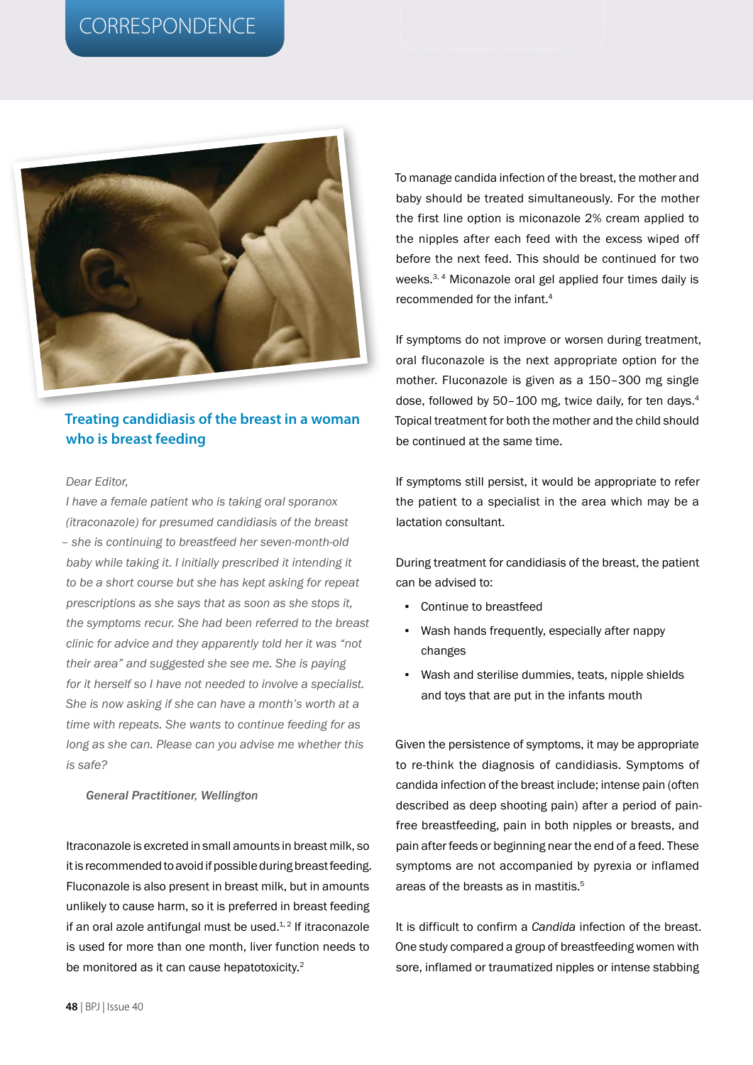## CORRESPONDENCE

### Treating candidiasis of the breast in a woman who is breast feeding

*Dear Editor,*

*I have a female patient who is taking oral sporanox (itraconazole) for presumed candidiasis of the breast – she is continuing to breastfeed her seven-month-old baby while taking it. I initially prescribed it intending it to be a short course but she has kept asking for repeat prescriptions as she says that as soon as she stops it, the symptoms recur. She had been referred to the breast clinic for advice and they apparently told her it was "not their area" and suggested she see me. She is paying for it herself so I have not needed to involve a specialist. She is now asking if she can have a month's worth at a time with repeats. She wants to continue feeding for as long as she can. Please can you advise me whether this is safe?*

***General Practitioner, Wellington***

Itraconazole is excreted in small amounts in breast milk, so it is recommended to avoid if possible during breast feeding. Fluconazole is also present in breast milk, but in amounts unlikely to cause harm, so it is preferred in breast feeding if an oral azole antifungal must be used.[1,2] If itraconazole is used for more than one month, liver function needs to be monitored as it can cause hepatotoxicity.[2]

To manage candida infection of the breast, the mother and baby should be treated simultaneously. For the mother the first line option is miconazole 2% cream applied to the nipples after each feed with the excess wiped off before the next feed. This should be continued for two weeks.[3,4] Miconazole oral gel applied four times daily is recommended for the infant.[4]

If symptoms do not improve or worsen during treatment, oral fluconazole is the next appropriate option for the mother. Fluconazole is given as a 150–300 mg single dose, followed by 50–100 mg, twice daily, for ten days.[4] Topical treatment for both the mother and the child should be continued at the same time.

If symptoms still persist, it would be appropriate to refer the patient to a specialist in the area which may be a lactation consultant.

During treatment for candidiasis of the breast, the patient can be advised to:

- Continue to breastfeed
- Wash hands frequently, especially after nappy changes
- Wash and sterilise dummies, teats, nipple shields and toys that are put in the infants mouth

Given the persistence of symptoms, it may be appropriate to re-think the diagnosis of candidiasis. Symptoms of candida infection of the breast include; intense pain (often described as deep shooting pain) after a period of pain-free breastfeeding, pain in both nipples or breasts, and pain after feeds or beginning near the end of a feed. These symptoms are not accompanied by pyrexia or inflamed areas of the breasts as in mastitis.[5]

It is difficult to confirm a *Candida* infection of the breast. One study compared a group of breastfeeding women with sore, inflamed or traumatized nipples or intense stabbing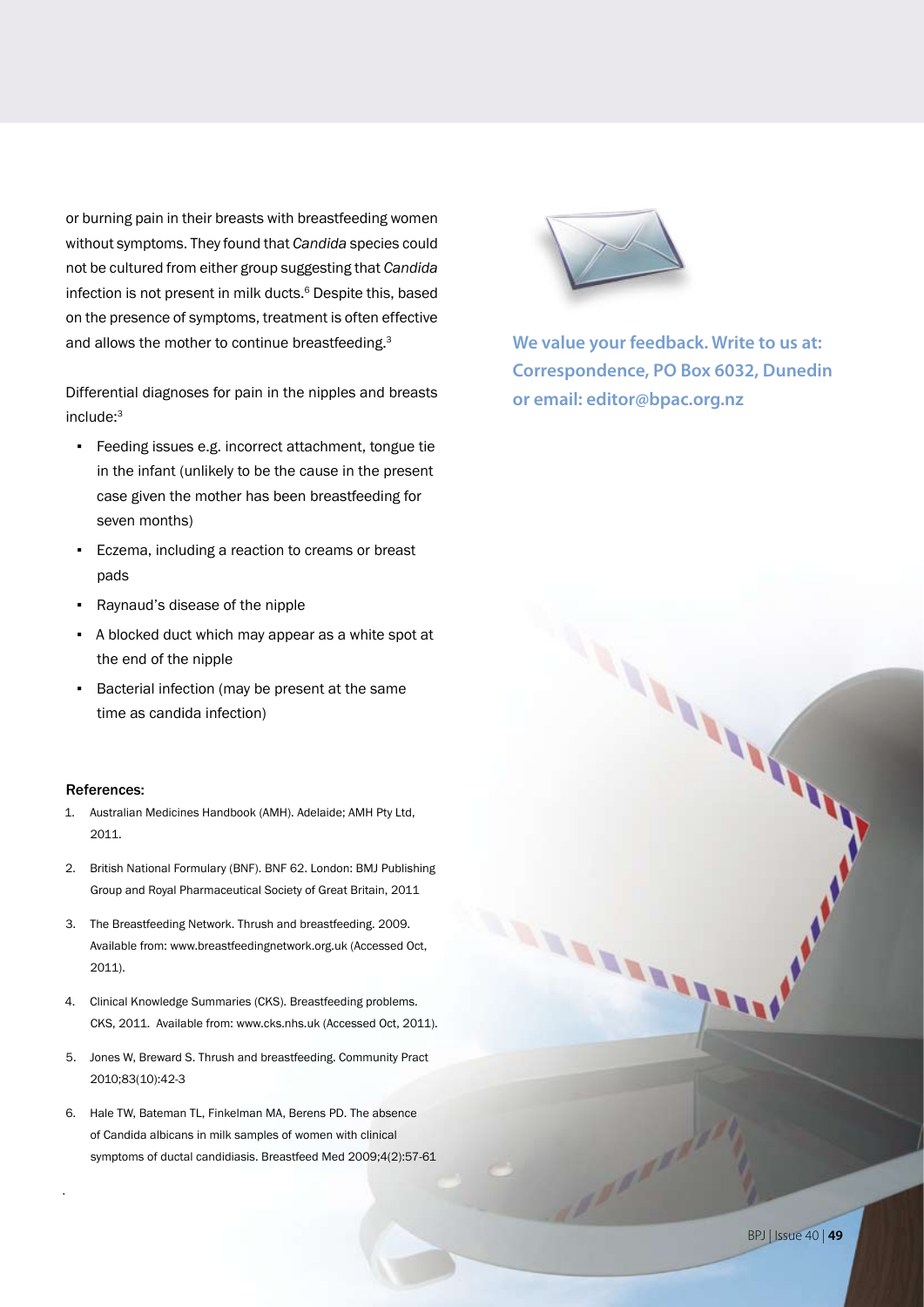or burning pain in their breasts with breastfeeding women without symptoms. They found that *Candida* species could not be cultured from either group suggesting that *Candida* infection is not present in milk ducts.[6] Despite this, based on the presence of symptoms, treatment is often effective and allows the mother to continue breastfeeding.[3]

Differential diagnoses for pain in the nipples and breasts include:[3]

- Feeding issues e.g. incorrect attachment, tongue tie in the infant (unlikely to be the cause in the present case given the mother has been breastfeeding for seven months)
- Eczema, including a reaction to creams or breast pads
- Raynaud's disease of the nipple
- A blocked duct which may appear as a white spot at the end of the nipple
- Bacterial infection (may be present at the same time as candida infection)

**References:**

1. Australian Medicines Handbook (AMH). Adelaide; AMH Pty Ltd, 2011.
2. British National Formulary (BNF). BNF 62. London: BMJ Publishing Group and Royal Pharmaceutical Society of Great Britain, 2011
3. The Breastfeeding Network. Thrush and breastfeeding. 2009. Available from: www.breastfeedingnetwork.org.uk (Accessed Oct, 2011).
4. Clinical Knowledge Summaries (CKS). Breastfeeding problems. CKS, 2011. Available from: www.cks.nhs.uk (Accessed Oct, 2011).
5. Jones W, Breward S. Thrush and breastfeeding. Community Pract 2010;83(10):42-3
6. Hale TW, Bateman TL, Finkelman MA, Berens PD. The absence of Candida albicans in milk samples of women with clinical symptoms of ductal candidiasis. Breastfeed Med 2009;4(2):57-61

**We value your feedback. Write to us at: Correspondence, PO Box 6032, Dunedin or email: editor@bpac.org.nz**